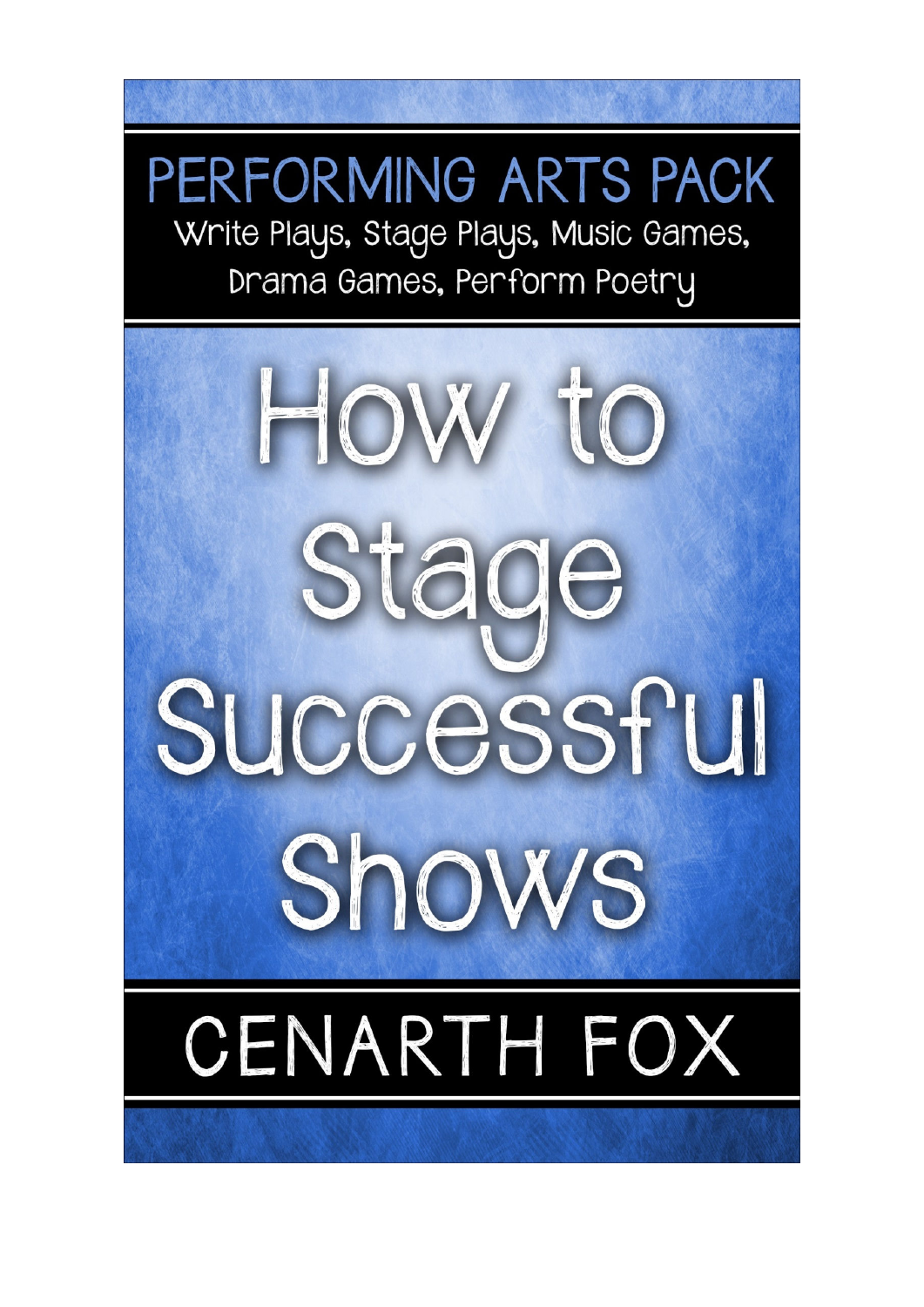PERFORMING ARTS PACK

Write Plays, Stage Plays, Music Games, Drama Games, Perform Poetry

# How to Stage Successful Shows

CENARTH FOX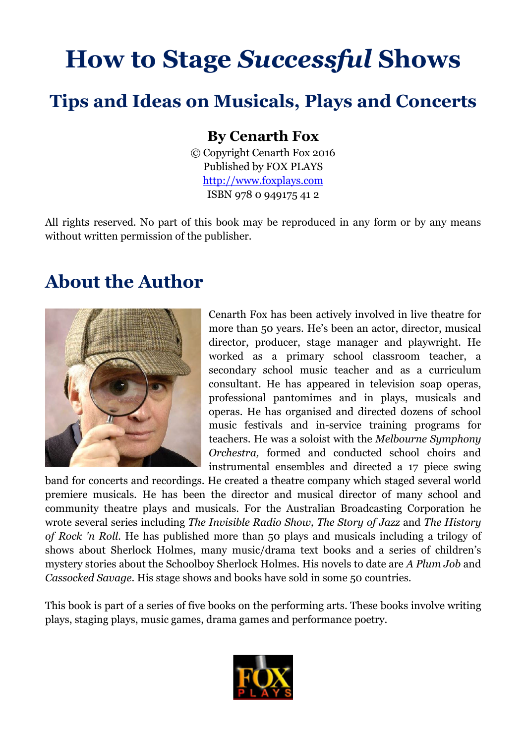# How to Stage *Successful* Shows

## Tips and Ideas on Musicals, Plays and Concerts

### By Cenarth Fox

© Copyright Cenarth Fox 2016
Published by FOX PLAYS
http://www.foxplays.com
ISBN 978 0 949175 41 2

All rights reserved. No part of this book may be reproduced in any form or by any means without written permission of the publisher.

## About the Author

Cenarth Fox has been actively involved in live theatre for more than 50 years. He's been an actor, director, musical director, producer, stage manager and playwright. He worked as a primary school classroom teacher, a secondary school music teacher and as a curriculum consultant. He has appeared in television soap operas, professional pantomimes and in plays, musicals and operas. He has organised and directed dozens of school music festivals and in-service training programs for teachers. He was a soloist with the *Melbourne Symphony Orchestra,* formed and conducted school choirs and instrumental ensembles and directed a 17 piece swing band for concerts and recordings. He created a theatre company which staged several world premiere musicals. He has been the director and musical director of many school and community theatre plays and musicals. For the Australian Broadcasting Corporation he wrote several series including *The Invisible Radio Show, The Story of Jazz* and *The History of Rock 'n Roll*. He has published more than 50 plays and musicals including a trilogy of shows about Sherlock Holmes, many music/drama text books and a series of children's mystery stories about the Schoolboy Sherlock Holmes. His novels to date are *A Plum Job* and *Cassocked Savage*. His stage shows and books have sold in some 50 countries.

This book is part of a series of five books on the performing arts. These books involve writing plays, staging plays, music games, drama games and performance poetry.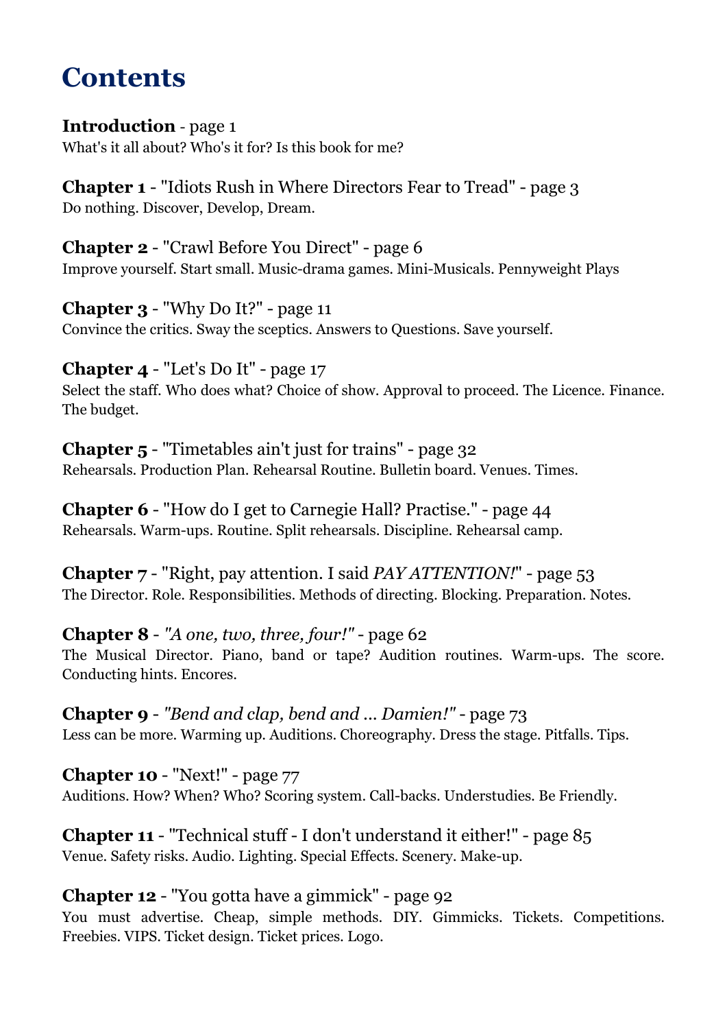# Contents

**Introduction** - page 1
What's it all about? Who's it for? Is this book for me?

**Chapter 1** - "Idiots Rush in Where Directors Fear to Tread" - page 3
Do nothing. Discover, Develop, Dream.

**Chapter 2** - "Crawl Before You Direct" - page 6
Improve yourself. Start small. Music-drama games. Mini-Musicals. Pennyweight Plays

**Chapter 3** - "Why Do It?" - page 11
Convince the critics. Sway the sceptics. Answers to Questions. Save yourself.

**Chapter 4** - "Let's Do It" - page 17
Select the staff. Who does what? Choice of show. Approval to proceed. The Licence. Finance. The budget.

**Chapter 5** - "Timetables ain't just for trains" - page 32
Rehearsals. Production Plan. Rehearsal Routine. Bulletin board. Venues. Times.

**Chapter 6** - "How do I get to Carnegie Hall? Practise." - page 44
Rehearsals. Warm-ups. Routine. Split rehearsals. Discipline. Rehearsal camp.

**Chapter 7** - "Right, pay attention. I said *PAY ATTENTION!*" - page 53
The Director. Role. Responsibilities. Methods of directing. Blocking. Preparation. Notes.

**Chapter 8** - *"A one, two, three, four!"* - page 62
The Musical Director. Piano, band or tape? Audition routines. Warm-ups. The score. Conducting hints. Encores.

**Chapter 9** - *"Bend and clap, bend and ... Damien!"* - page 73
Less can be more. Warming up. Auditions. Choreography. Dress the stage. Pitfalls. Tips.

**Chapter 10** - "Next!" - page 77
Auditions. How? When? Who? Scoring system. Call-backs. Understudies. Be Friendly.

**Chapter 11** - "Technical stuff - I don't understand it either!" - page 85
Venue. Safety risks. Audio. Lighting. Special Effects. Scenery. Make-up.

**Chapter 12** - "You gotta have a gimmick" - page 92
You must advertise. Cheap, simple methods. DIY. Gimmicks. Tickets. Competitions. Freebies. VIPS. Ticket design. Ticket prices. Logo.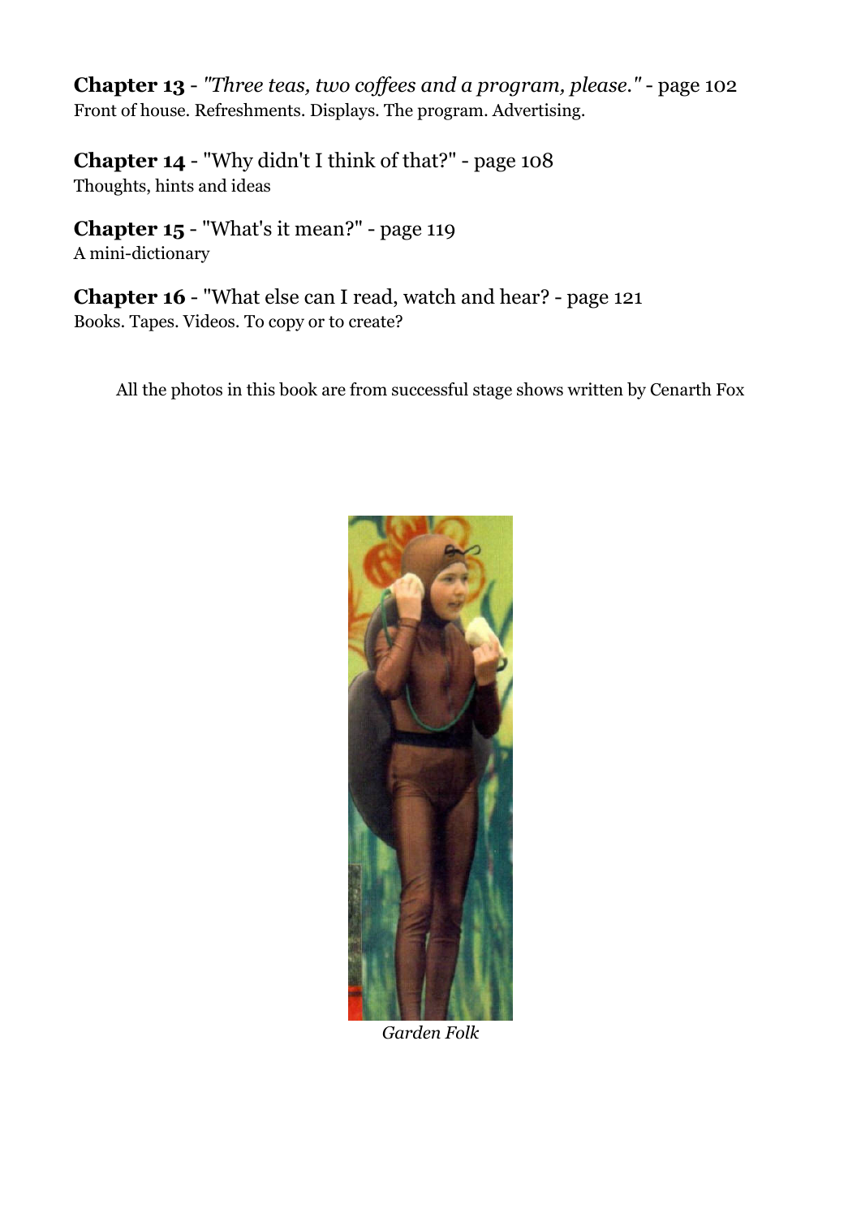**Chapter 13** - *"Three teas, two coffees and a program, please."* - page 102
Front of house. Refreshments. Displays. The program. Advertising.

**Chapter 14** - "Why didn't I think of that?" - page 108
Thoughts, hints and ideas

**Chapter 15** - "What's it mean?" - page 119
A mini-dictionary

**Chapter 16** - "What else can I read, watch and hear? - page 121
Books. Tapes. Videos. To copy or to create?

All the photos in this book are from successful stage shows written by Cenarth Fox

*Garden Folk*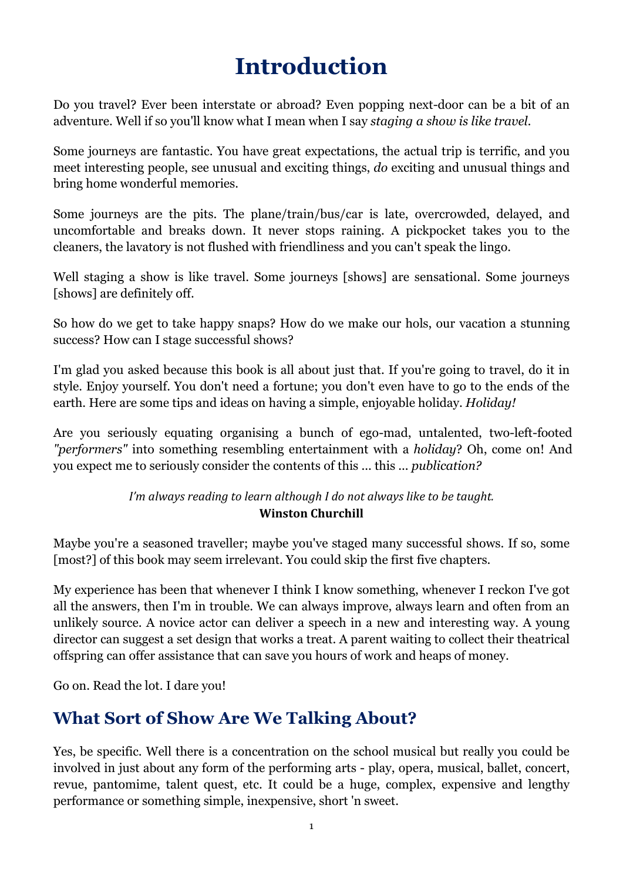# Introduction

Do you travel? Ever been interstate or abroad? Even popping next-door can be a bit of an adventure. Well if so you'll know what I mean when I say *staging a show is like travel*.

Some journeys are fantastic. You have great expectations, the actual trip is terrific, and you meet interesting people, see unusual and exciting things, *do* exciting and unusual things and bring home wonderful memories.

Some journeys are the pits. The plane/train/bus/car is late, overcrowded, delayed, and uncomfortable and breaks down. It never stops raining. A pickpocket takes you to the cleaners, the lavatory is not flushed with friendliness and you can't speak the lingo.

Well staging a show is like travel. Some journeys [shows] are sensational. Some journeys [shows] are definitely off.

So how do we get to take happy snaps? How do we make our hols, our vacation a stunning success? How can I stage successful shows?

I'm glad you asked because this book is all about just that. If you're going to travel, do it in style. Enjoy yourself. You don't need a fortune; you don't even have to go to the ends of the earth. Here are some tips and ideas on having a simple, enjoyable holiday. *Holiday!*

Are you seriously equating organising a bunch of ego-mad, untalented, two-left-footed *"performers"* into something resembling entertainment with a *holiday*? Oh, come on! And you expect me to seriously consider the contents of this ... this ... *publication?*

*I'm always reading to learn although I do not always like to be taught.*
**Winston Churchill**

Maybe you're a seasoned traveller; maybe you've staged many successful shows. If so, some [most?] of this book may seem irrelevant. You could skip the first five chapters.

My experience has been that whenever I think I know something, whenever I reckon I've got all the answers, then I'm in trouble. We can always improve, always learn and often from an unlikely source. A novice actor can deliver a speech in a new and interesting way. A young director can suggest a set design that works a treat. A parent waiting to collect their theatrical offspring can offer assistance that can save you hours of work and heaps of money.

Go on. Read the lot. I dare you!

## What Sort of Show Are We Talking About?

Yes, be specific. Well there is a concentration on the school musical but really you could be involved in just about any form of the performing arts - play, opera, musical, ballet, concert, revue, pantomime, talent quest, etc. It could be a huge, complex, expensive and lengthy performance or something simple, inexpensive, short 'n sweet.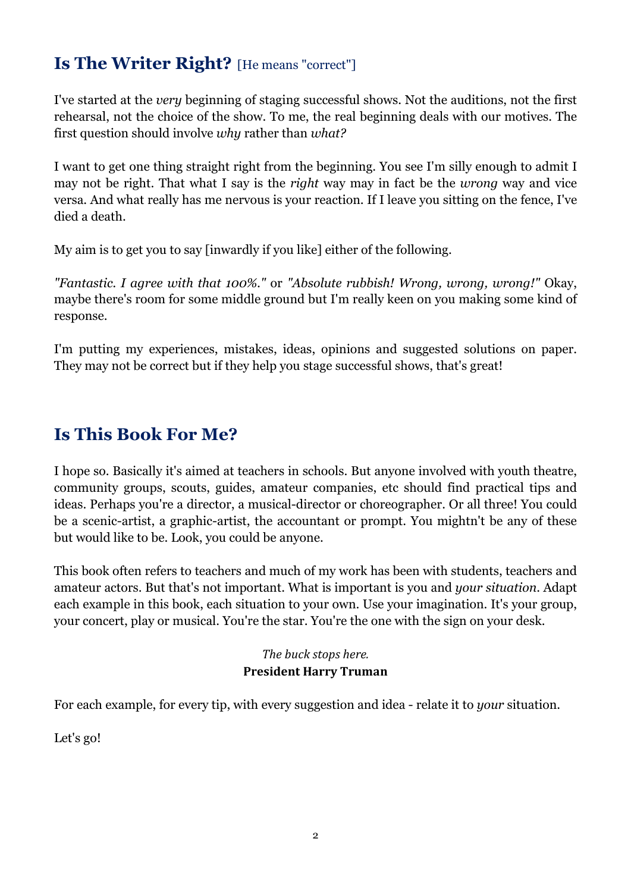## Is The Writer Right? [He means "correct"]

I've started at the *very* beginning of staging successful shows. Not the auditions, not the first rehearsal, not the choice of the show. To me, the real beginning deals with our motives. The first question should involve *why* rather than *what?*

I want to get one thing straight right from the beginning. You see I'm silly enough to admit I may not be right. That what I say is the *right* way may in fact be the *wrong* way and vice versa. And what really has me nervous is your reaction. If I leave you sitting on the fence, I've died a death.

My aim is to get you to say [inwardly if you like] either of the following.

*"Fantastic. I agree with that 100%."* or *"Absolute rubbish! Wrong, wrong, wrong!"* Okay, maybe there's room for some middle ground but I'm really keen on you making some kind of response.

I'm putting my experiences, mistakes, ideas, opinions and suggested solutions on paper. They may not be correct but if they help you stage successful shows, that's great!

## Is This Book For Me?

I hope so. Basically it's aimed at teachers in schools. But anyone involved with youth theatre, community groups, scouts, guides, amateur companies, etc should find practical tips and ideas. Perhaps you're a director, a musical-director or choreographer. Or all three! You could be a scenic-artist, a graphic-artist, the accountant or prompt. You mightn't be any of these but would like to be. Look, you could be anyone.

This book often refers to teachers and much of my work has been with students, teachers and amateur actors. But that's not important. What is important is you and *your situation*. Adapt each example in this book, each situation to your own. Use your imagination. It's your group, your concert, play or musical. You're the star. You're the one with the sign on your desk.

*The buck stops here.*
**President Harry Truman**

For each example, for every tip, with every suggestion and idea - relate it to *your* situation.

Let's go!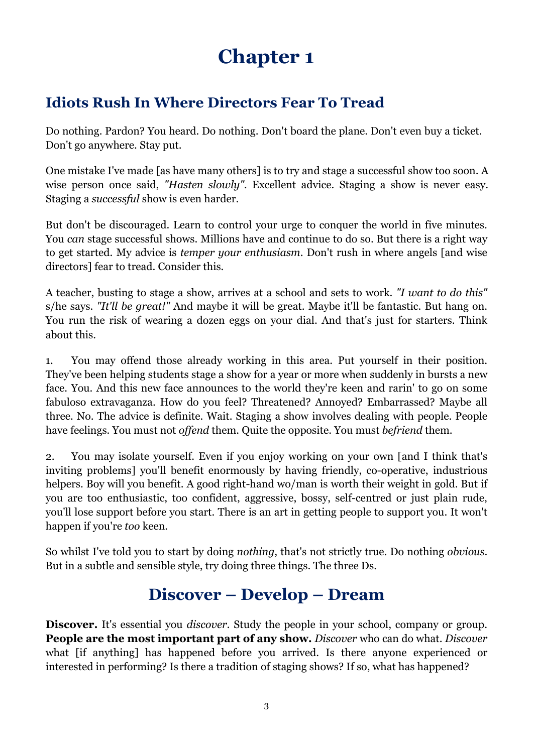# Chapter 1

## Idiots Rush In Where Directors Fear To Tread

Do nothing. Pardon? You heard. Do nothing. Don't board the plane. Don't even buy a ticket. Don't go anywhere. Stay put.

One mistake I've made [as have many others] is to try and stage a successful show too soon. A wise person once said, *"Hasten slowly"*. Excellent advice. Staging a show is never easy. Staging a *successful* show is even harder.

But don't be discouraged. Learn to control your urge to conquer the world in five minutes. You *can* stage successful shows. Millions have and continue to do so. But there is a right way to get started. My advice is *temper your enthusiasm*. Don't rush in where angels [and wise directors] fear to tread. Consider this.

A teacher, busting to stage a show, arrives at a school and sets to work. *"I want to do this"* s/he says. *"It'll be great!"* And maybe it will be great. Maybe it'll be fantastic. But hang on. You run the risk of wearing a dozen eggs on your dial. And that's just for starters. Think about this.

1. You may offend those already working in this area. Put yourself in their position. They've been helping students stage a show for a year or more when suddenly in bursts a new face. You. And this new face announces to the world they're keen and rarin' to go on some fabuloso extravaganza. How do you feel? Threatened? Annoyed? Embarrassed? Maybe all three. No. The advice is definite. Wait. Staging a show involves dealing with people. People have feelings. You must not *offend* them. Quite the opposite. You must *befriend* them.

2. You may isolate yourself. Even if you enjoy working on your own [and I think that's inviting problems] you'll benefit enormously by having friendly, co-operative, industrious helpers. Boy will you benefit. A good right-hand wo/man is worth their weight in gold. But if you are too enthusiastic, too confident, aggressive, bossy, self-centred or just plain rude, you'll lose support before you start. There is an art in getting people to support you. It won't happen if you're *too* keen.

So whilst I've told you to start by doing *nothing*, that's not strictly true. Do nothing *obvious*. But in a subtle and sensible style, try doing three things. The three Ds.

## Discover – Develop – Dream

**Discover.** It's essential you *discover*. Study the people in your school, company or group. **People are the most important part of any show.** *Discover* who can do what. *Discover* what [if anything] has happened before you arrived. Is there anyone experienced or interested in performing? Is there a tradition of staging shows? If so, what has happened?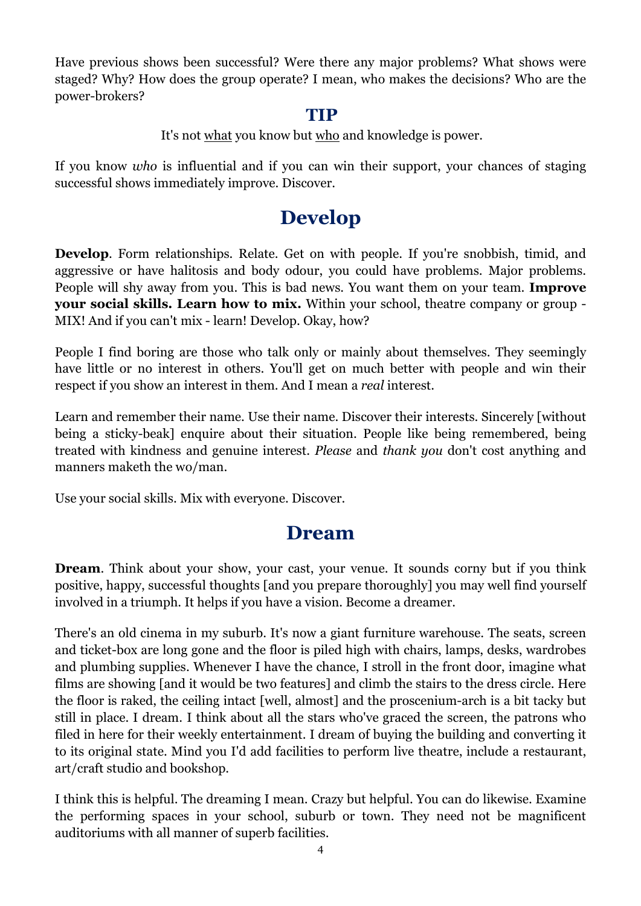Have previous shows been successful? Were there any major problems? What shows were staged? Why? How does the group operate? I mean, who makes the decisions? Who are the power-brokers?

### TIP

It's not <u>what</u> you know but <u>who</u> and knowledge is power.

If you know *who* is influential and if you can win their support, your chances of staging successful shows immediately improve. Discover.

## Develop

**Develop**. Form relationships. Relate. Get on with people. If you're snobbish, timid, and aggressive or have halitosis and body odour, you could have problems. Major problems. People will shy away from you. This is bad news. You want them on your team. **Improve your social skills. Learn how to mix.** Within your school, theatre company or group - MIX! And if you can't mix - learn! Develop. Okay, how?

People I find boring are those who talk only or mainly about themselves. They seemingly have little or no interest in others. You'll get on much better with people and win their respect if you show an interest in them. And I mean a *real* interest.

Learn and remember their name. Use their name. Discover their interests. Sincerely [without being a sticky-beak] enquire about their situation. People like being remembered, being treated with kindness and genuine interest. *Please* and *thank you* don't cost anything and manners maketh the wo/man.

Use your social skills. Mix with everyone. Discover.

## Dream

**Dream**. Think about your show, your cast, your venue. It sounds corny but if you think positive, happy, successful thoughts [and you prepare thoroughly] you may well find yourself involved in a triumph. It helps if you have a vision. Become a dreamer.

There's an old cinema in my suburb. It's now a giant furniture warehouse. The seats, screen and ticket-box are long gone and the floor is piled high with chairs, lamps, desks, wardrobes and plumbing supplies. Whenever I have the chance, I stroll in the front door, imagine what films are showing [and it would be two features] and climb the stairs to the dress circle. Here the floor is raked, the ceiling intact [well, almost] and the proscenium-arch is a bit tacky but still in place. I dream. I think about all the stars who've graced the screen, the patrons who filed in here for their weekly entertainment. I dream of buying the building and converting it to its original state. Mind you I'd add facilities to perform live theatre, include a restaurant, art/craft studio and bookshop.

I think this is helpful. The dreaming I mean. Crazy but helpful. You can do likewise. Examine the performing spaces in your school, suburb or town. They need not be magnificent auditoriums with all manner of superb facilities.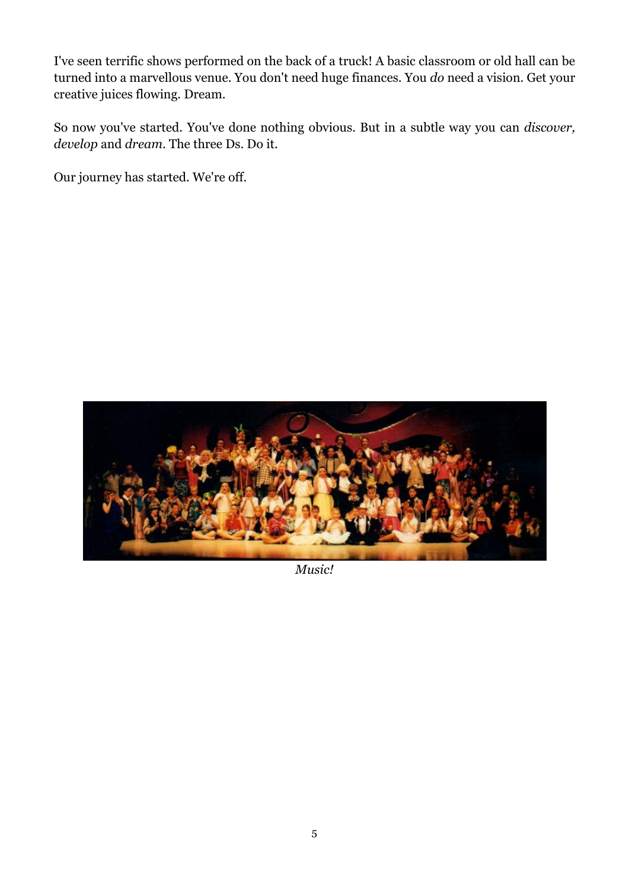I've seen terrific shows performed on the back of a truck! A basic classroom or old hall can be turned into a marvellous venue. You don't need huge finances. You *do* need a vision. Get your creative juices flowing. Dream.

So now you've started. You've done nothing obvious. But in a subtle way you can *discover, develop* and *dream*. The three Ds. Do it.

Our journey has started. We're off.

*Music!*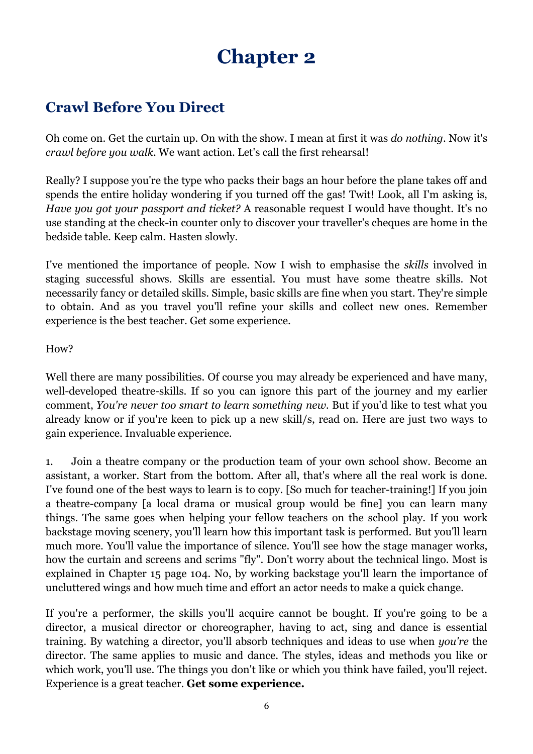# Chapter 2

## Crawl Before You Direct

Oh come on. Get the curtain up. On with the show. I mean at first it was *do nothing*. Now it's *crawl before you walk*. We want action. Let's call the first rehearsal!

Really? I suppose you're the type who packs their bags an hour before the plane takes off and spends the entire holiday wondering if you turned off the gas! Twit! Look, all I'm asking is, *Have you got your passport and ticket?* A reasonable request I would have thought. It's no use standing at the check-in counter only to discover your traveller's cheques are home in the bedside table. Keep calm. Hasten slowly.

I've mentioned the importance of people. Now I wish to emphasise the *skills* involved in staging successful shows. Skills are essential. You must have some theatre skills. Not necessarily fancy or detailed skills. Simple, basic skills are fine when you start. They're simple to obtain. And as you travel you'll refine your skills and collect new ones. Remember experience is the best teacher. Get some experience.

How?

Well there are many possibilities. Of course you may already be experienced and have many, well-developed theatre-skills. If so you can ignore this part of the journey and my earlier comment, *You're never too smart to learn something new*. But if you'd like to test what you already know or if you're keen to pick up a new skill/s, read on. Here are just two ways to gain experience. Invaluable experience.

1. Join a theatre company or the production team of your own school show. Become an assistant, a worker. Start from the bottom. After all, that's where all the real work is done. I've found one of the best ways to learn is to copy. [So much for teacher-training!] If you join a theatre-company [a local drama or musical group would be fine] you can learn many things. The same goes when helping your fellow teachers on the school play. If you work backstage moving scenery, you'll learn how this important task is performed. But you'll learn much more. You'll value the importance of silence. You'll see how the stage manager works, how the curtain and screens and scrims "fly". Don't worry about the technical lingo. Most is explained in Chapter 15 page 104. No, by working backstage you'll learn the importance of uncluttered wings and how much time and effort an actor needs to make a quick change.

If you're a performer, the skills you'll acquire cannot be bought. If you're going to be a director, a musical director or choreographer, having to act, sing and dance is essential training. By watching a director, you'll absorb techniques and ideas to use when *you're* the director. The same applies to music and dance. The styles, ideas and methods you like or which work, you'll use. The things you don't like or which you think have failed, you'll reject. Experience is a great teacher. **Get some experience.**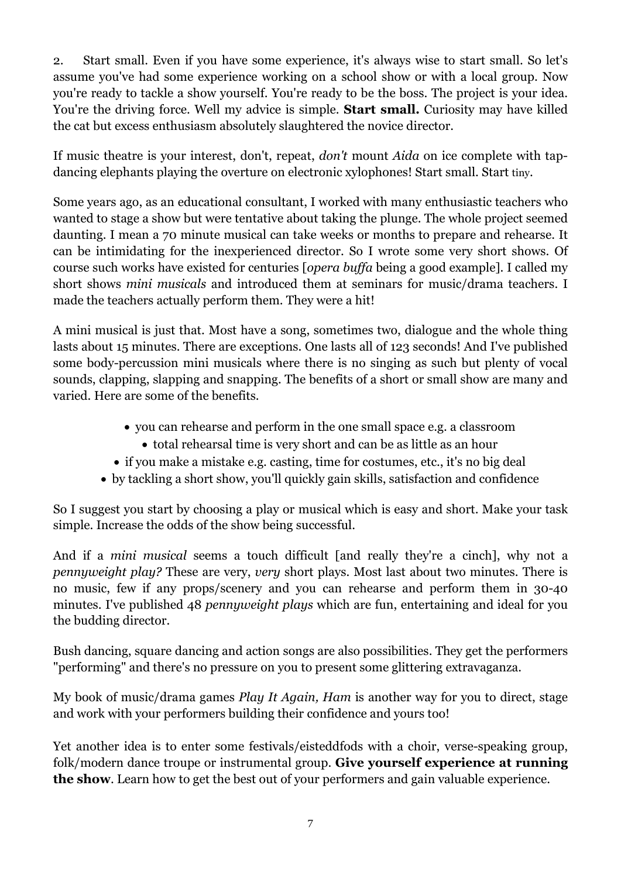2. Start small. Even if you have some experience, it's always wise to start small. So let's assume you've had some experience working on a school show or with a local group. Now you're ready to tackle a show yourself. You're ready to be the boss. The project is your idea. You're the driving force. Well my advice is simple. **Start small.** Curiosity may have killed the cat but excess enthusiasm absolutely slaughtered the novice director.

If music theatre is your interest, don't, repeat, *don't* mount *Aida* on ice complete with tap-dancing elephants playing the overture on electronic xylophones! Start small. Start tiny.

Some years ago, as an educational consultant, I worked with many enthusiastic teachers who wanted to stage a show but were tentative about taking the plunge. The whole project seemed daunting. I mean a 70 minute musical can take weeks or months to prepare and rehearse. It can be intimidating for the inexperienced director. So I wrote some very short shows. Of course such works have existed for centuries [*opera buffa* being a good example]. I called my short shows *mini musicals* and introduced them at seminars for music/drama teachers. I made the teachers actually perform them. They were a hit!

A mini musical is just that. Most have a song, sometimes two, dialogue and the whole thing lasts about 15 minutes. There are exceptions. One lasts all of 123 seconds! And I've published some body-percussion mini musicals where there is no singing as such but plenty of vocal sounds, clapping, slapping and snapping. The benefits of a short or small show are many and varied. Here are some of the benefits.

- you can rehearse and perform in the one small space e.g. a classroom
- total rehearsal time is very short and can be as little as an hour
- if you make a mistake e.g. casting, time for costumes, etc., it's no big deal
- by tackling a short show, you'll quickly gain skills, satisfaction and confidence

So I suggest you start by choosing a play or musical which is easy and short. Make your task simple. Increase the odds of the show being successful.

And if a *mini musical* seems a touch difficult [and really they're a cinch], why not a *pennyweight play?* These are very, *very* short plays. Most last about two minutes. There is no music, few if any props/scenery and you can rehearse and perform them in 30-40 minutes. I've published 48 *pennyweight plays* which are fun, entertaining and ideal for you the budding director.

Bush dancing, square dancing and action songs are also possibilities. They get the performers "performing" and there's no pressure on you to present some glittering extravaganza.

My book of music/drama games *Play It Again, Ham* is another way for you to direct, stage and work with your performers building their confidence and yours too!

Yet another idea is to enter some festivals/eisteddfods with a choir, verse-speaking group, folk/modern dance troupe or instrumental group. **Give yourself experience at running the show**. Learn how to get the best out of your performers and gain valuable experience.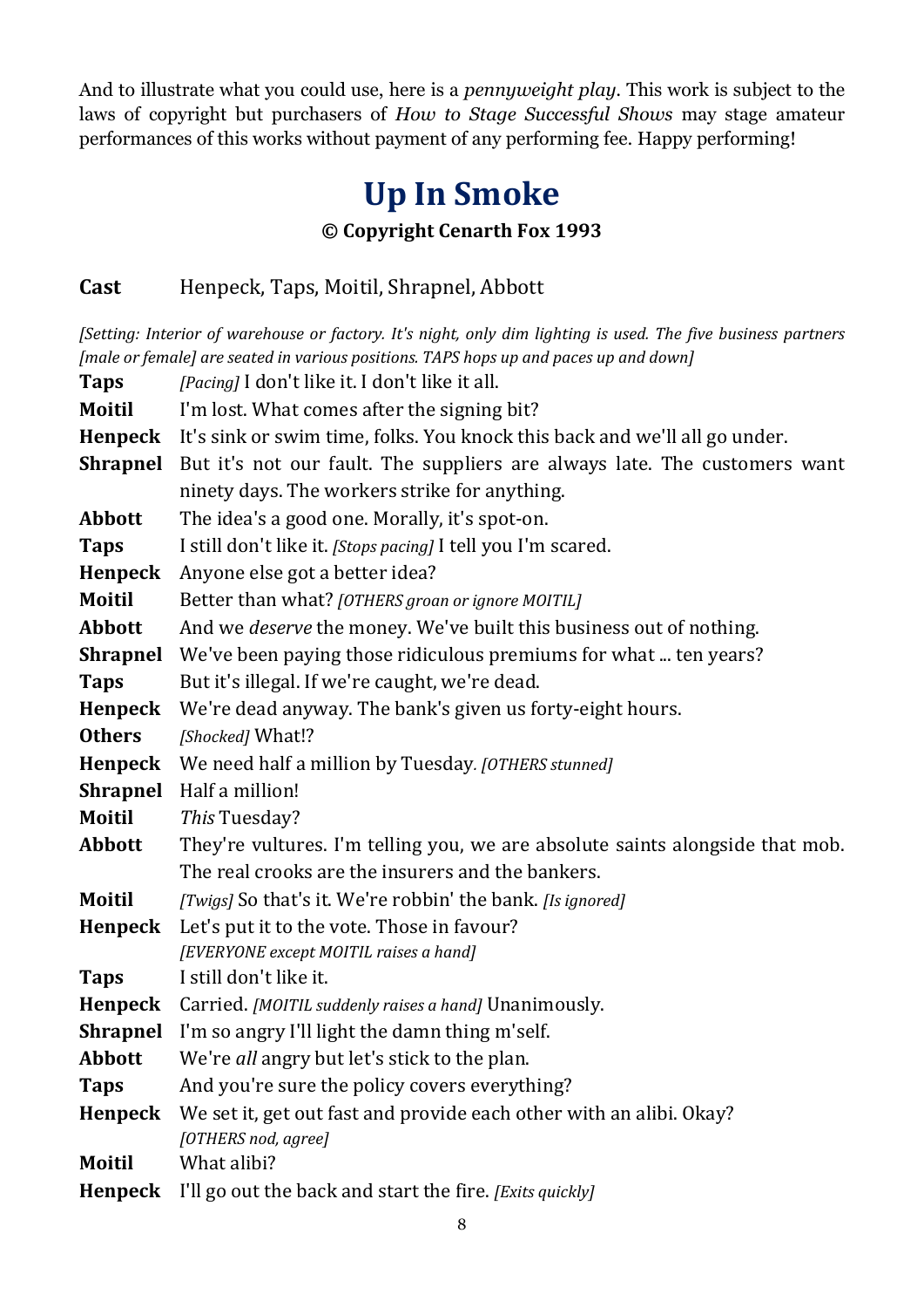And to illustrate what you could use, here is a *pennyweight play*. This work is subject to the laws of copyright but purchasers of *How to Stage Successful Shows* may stage amateur performances of this works without payment of any performing fee. Happy performing!

# Up In Smoke

**© Copyright Cenarth Fox 1993**

**Cast** Henpeck, Taps, Moitil, Shrapnel, Abbott

*[Setting: Interior of warehouse or factory. It's night, only dim lighting is used. The five business partners [male or female] are seated in various positions. TAPS hops up and paces up and down]*

**Taps** *[Pacing]* I don't like it. I don't like it all.

**Moitil** I'm lost. What comes after the signing bit?

**Henpeck** It's sink or swim time, folks. You knock this back and we'll all go under.

**Shrapnel** But it's not our fault. The suppliers are always late. The customers want ninety days. The workers strike for anything.

**Abbott** The idea's a good one. Morally, it's spot-on.

**Taps** I still don't like it. *[Stops pacing]* I tell you I'm scared.

**Henpeck** Anyone else got a better idea?

**Moitil** Better than what? *[OTHERS groan or ignore MOITIL]*

**Abbott** And we *deserve* the money. We've built this business out of nothing.

**Shrapnel** We've been paying those ridiculous premiums for what ... ten years?

**Taps** But it's illegal. If we're caught, we're dead.

**Henpeck** We're dead anyway. The bank's given us forty-eight hours.

**Others** *[Shocked]* What!?

**Henpeck** We need half a million by Tuesday. *[OTHERS stunned]*

**Shrapnel** Half a million!

**Moitil** *This* Tuesday?

**Abbott** They're vultures. I'm telling you, we are absolute saints alongside that mob. The real crooks are the insurers and the bankers.

**Moitil** *[Twigs]* So that's it. We're robbin' the bank. *[Is ignored]*

**Henpeck** Let's put it to the vote. Those in favour?
*[EVERYONE except MOITIL raises a hand]*

**Taps** I still don't like it.

**Henpeck** Carried. *[MOITIL suddenly raises a hand]* Unanimously.

**Shrapnel** I'm so angry I'll light the damn thing m'self.

**Abbott** We're *all* angry but let's stick to the plan.

**Taps** And you're sure the policy covers everything?

**Henpeck** We set it, get out fast and provide each other with an alibi. Okay?
*[OTHERS nod, agree]*

**Moitil** What alibi?

**Henpeck** I'll go out the back and start the fire. *[Exits quickly]*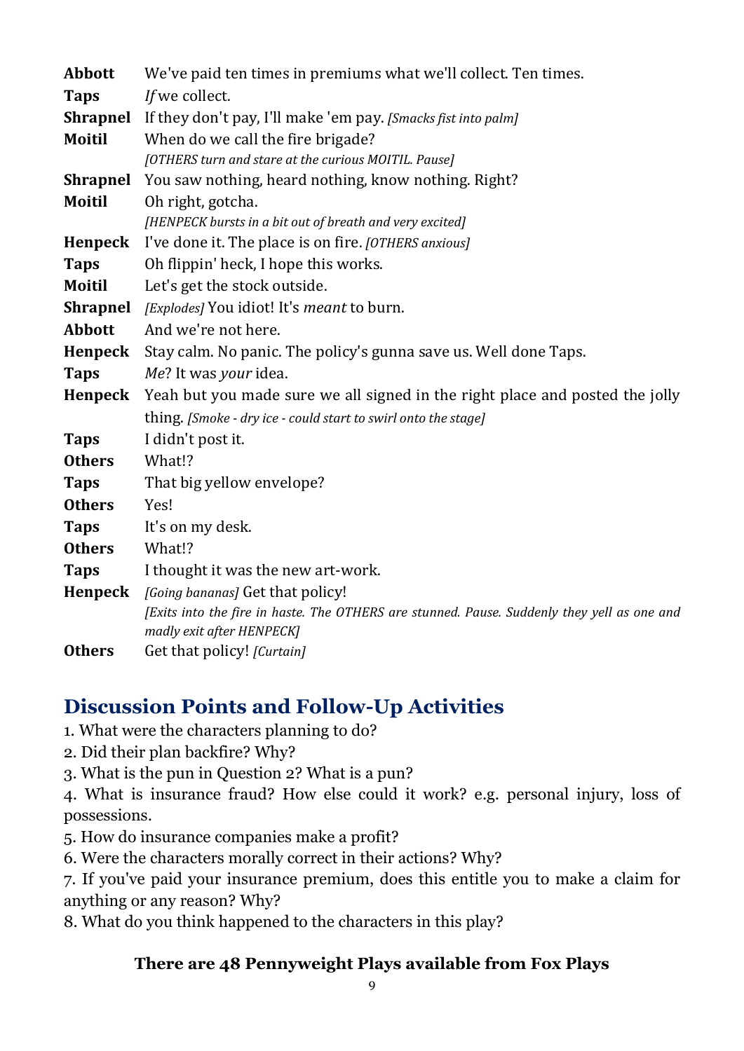**Abbott** We've paid ten times in premiums what we'll collect. Ten times.

**Taps** *If* we collect.

**Shrapnel** If they don't pay, I'll make 'em pay. *[Smacks fist into palm]*

**Moitil** When do we call the fire brigade?

*[OTHERS turn and stare at the curious MOITIL. Pause]*

**Shrapnel** You saw nothing, heard nothing, know nothing. Right?

**Moitil** Oh right, gotcha.

*[HENPECK bursts in a bit out of breath and very excited]*

**Henpeck** I've done it. The place is on fire. *[OTHERS anxious]*

**Taps** Oh flippin' heck, I hope this works.

**Moitil** Let's get the stock outside.

**Shrapnel** *[Explodes]* You idiot! It's *meant* to burn.

**Abbott** And we're not here.

**Henpeck** Stay calm. No panic. The policy's gunna save us. Well done Taps.

**Taps** *Me*? It was *your* idea.

**Henpeck** Yeah but you made sure we all signed in the right place and posted the jolly thing. *[Smoke - dry ice - could start to swirl onto the stage]*

**Taps** I didn't post it.

**Others** What!?

**Taps** That big yellow envelope?

**Others** Yes!

**Taps** It's on my desk.

**Others** What!?

**Taps** I thought it was the new art-work.

**Henpeck** *[Going bananas]* Get that policy!

*[Exits into the fire in haste. The OTHERS are stunned. Pause. Suddenly they yell as one and madly exit after HENPECK]*

**Others** Get that policy! *[Curtain]*

## Discussion Points and Follow-Up Activities

1. What were the characters planning to do?
2. Did their plan backfire? Why?
3. What is the pun in Question 2? What is a pun?
4. What is insurance fraud? How else could it work? e.g. personal injury, loss of possessions.
5. How do insurance companies make a profit?
6. Were the characters morally correct in their actions? Why?
7. If you've paid your insurance premium, does this entitle you to make a claim for anything or any reason? Why?
8. What do you think happened to the characters in this play?

**There are 48 Pennyweight Plays available from Fox Plays**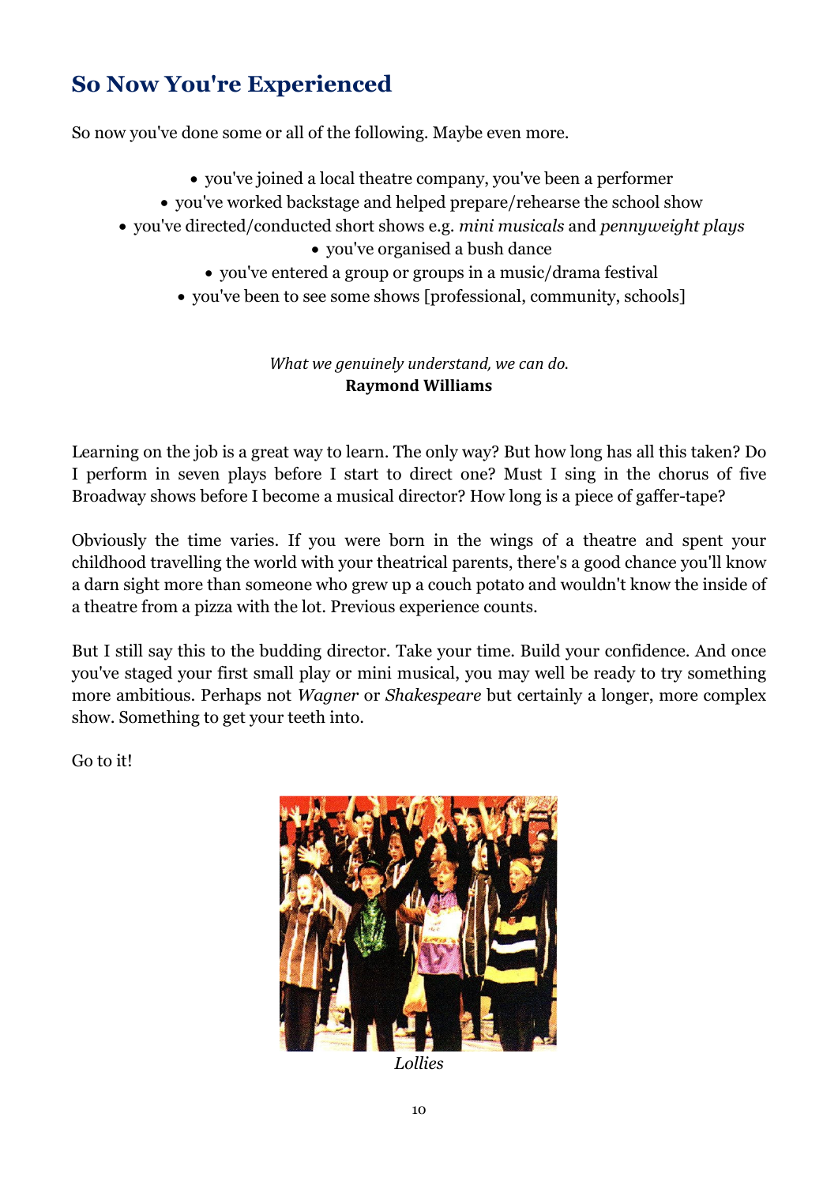## So Now You're Experienced

So now you've done some or all of the following. Maybe even more.

- you've joined a local theatre company, you've been a performer
- you've worked backstage and helped prepare/rehearse the school show
- you've directed/conducted short shows e.g. *mini musicals* and *pennyweight plays*
- you've organised a bush dance
- you've entered a group or groups in a music/drama festival
- you've been to see some shows [professional, community, schools]

*What we genuinely understand, we can do.*
**Raymond Williams**

Learning on the job is a great way to learn. The only way? But how long has all this taken? Do I perform in seven plays before I start to direct one? Must I sing in the chorus of five Broadway shows before I become a musical director? How long is a piece of gaffer-tape?

Obviously the time varies. If you were born in the wings of a theatre and spent your childhood travelling the world with your theatrical parents, there's a good chance you'll know a darn sight more than someone who grew up a couch potato and wouldn't know the inside of a theatre from a pizza with the lot. Previous experience counts.

But I still say this to the budding director. Take your time. Build your confidence. And once you've staged your first small play or mini musical, you may well be ready to try something more ambitious. Perhaps not *Wagner* or *Shakespeare* but certainly a longer, more complex show. Something to get your teeth into.

Go to it!

*Lollies*